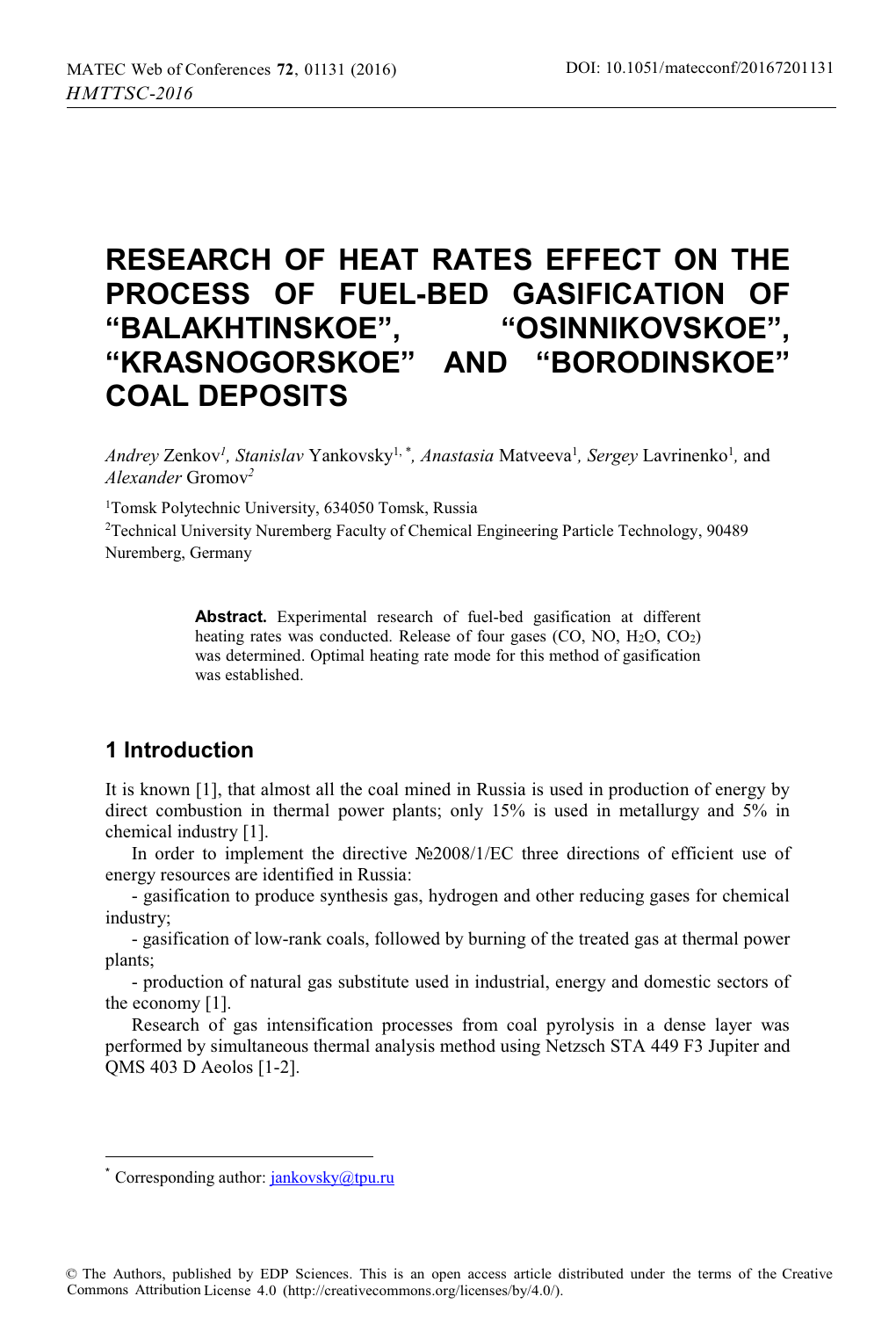# RESEARCH OF HEAT RATES EFFECT ON THE PROCESS OF FUEL-BED GASIFICATION OF "BALAKHTINSKOE", "OSINNIKOVSKOE", "KRASNOGORSKOE" AND "BORODINSKOE" COAL DEPOSITS

*Andrey* Zenkov[1], *Stanislav* Yankovsky[1,*], *Anastasia* Matveeva[1], *Sergey* Lavrinenko[1], and *Alexander* Gromov[2]

[1]Tomsk Polytechnic University, 634050 Tomsk, Russia

[2]Technical University Nuremberg Faculty of Chemical Engineering Particle Technology, 90489 Nuremberg, Germany

**Abstract.** Experimental research of fuel-bed gasification at different heating rates was conducted. Release of four gases (CO, NO, $H_2O$, $CO_2$) was determined. Optimal heating rate mode for this method of gasification was established.

## 1 Introduction

It is known [1], that almost all the coal mined in Russia is used in production of energy by direct combustion in thermal power plants; only 15% is used in metallurgy and 5% in chemical industry [1].

In order to implement the directive №2008/1/EC three directions of efficient use of energy resources are identified in Russia:

- gasification to produce synthesis gas, hydrogen and other reducing gases for chemical industry;
- gasification of low-rank coals, followed by burning of the treated gas at thermal power plants;
- production of natural gas substitute used in industrial, energy and domestic sectors of the economy [1].

Research of gas intensification processes from coal pyrolysis in a dense layer was performed by simultaneous thermal analysis method using Netzsch STA 449 F3 Jupiter and QMS 403 D Aeolos [1-2].

* Corresponding author: jankovsky@tpu.ru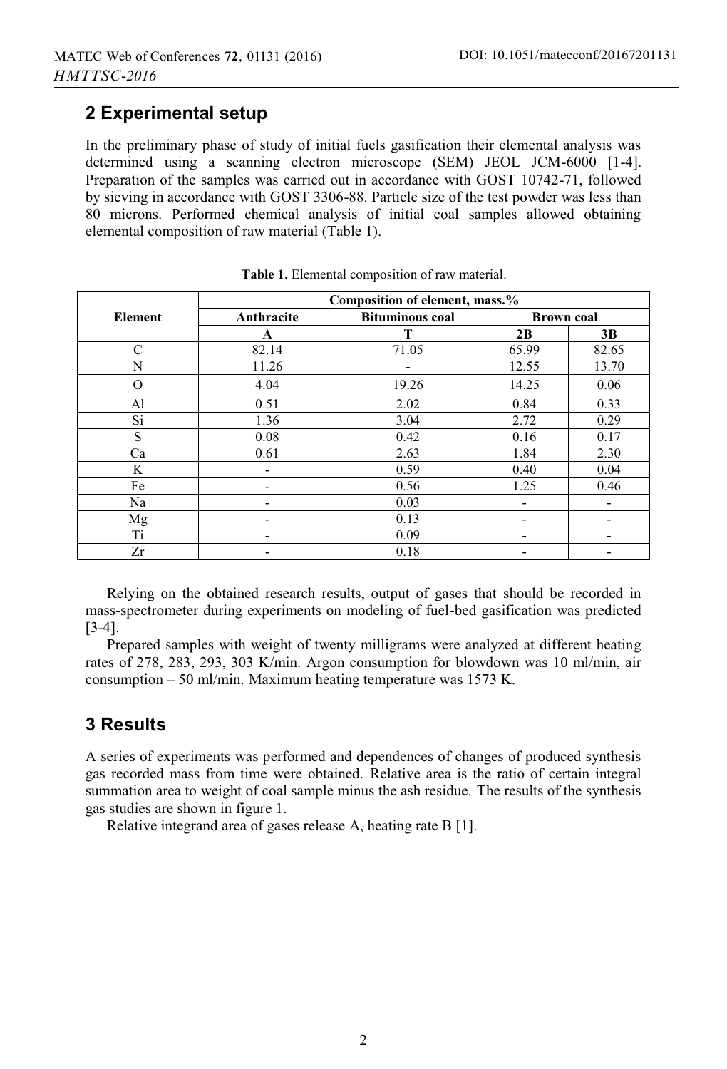## 2 Experimental setup

In the preliminary phase of study of initial fuels gasification their elemental analysis was determined using a scanning electron microscope (SEM) JEOL JCM-6000 [1-4]. Preparation of the samples was carried out in accordance with GOST 10742-71, followed by sieving in accordance with GOST 3306-88. Particle size of the test powder was less than 80 microns. Performed chemical analysis of initial coal samples allowed obtaining elemental composition of raw material (Table 1).

**Table 1.** Elemental composition of raw material.

| Element | Composition of element, mass.% | | | |
|---|---|---|---|---|
| | Anthracite | Bituminous coal | Brown coal | |
| | A | T | 2B | 3B |
| C | 82.14 | 71.05 | 65.99 | 82.65 |
| N | 11.26 | - | 12.55 | 13.70 |
| O | 4.04 | 19.26 | 14.25 | 0.06 |
| Al | 0.51 | 2.02 | 0.84 | 0.33 |
| Si | 1.36 | 3.04 | 2.72 | 0.29 |
| S | 0.08 | 0.42 | 0.16 | 0.17 |
| Ca | 0.61 | 2.63 | 1.84 | 2.30 |
| K | - | 0.59 | 0.40 | 0.04 |
| Fe | - | 0.56 | 1.25 | 0.46 |
| Na | - | 0.03 | - | - |
| Mg | - | 0.13 | - | - |
| Ti | - | 0.09 | - | - |
| Zr | - | 0.18 | - | - |

Relying on the obtained research results, output of gases that should be recorded in mass-spectrometer during experiments on modeling of fuel-bed gasification was predicted [3-4].

Prepared samples with weight of twenty milligrams were analyzed at different heating rates of 278, 283, 293, 303 K/min. Argon consumption for blowdown was 10 ml/min, air consumption – 50 ml/min. Maximum heating temperature was 1573 K.

## 3 Results

A series of experiments was performed and dependences of changes of produced synthesis gas recorded mass from time were obtained. Relative area is the ratio of certain integral summation area to weight of coal sample minus the ash residue. The results of the synthesis gas studies are shown in figure 1.

Relative integrand area of gases release A, heating rate B [1].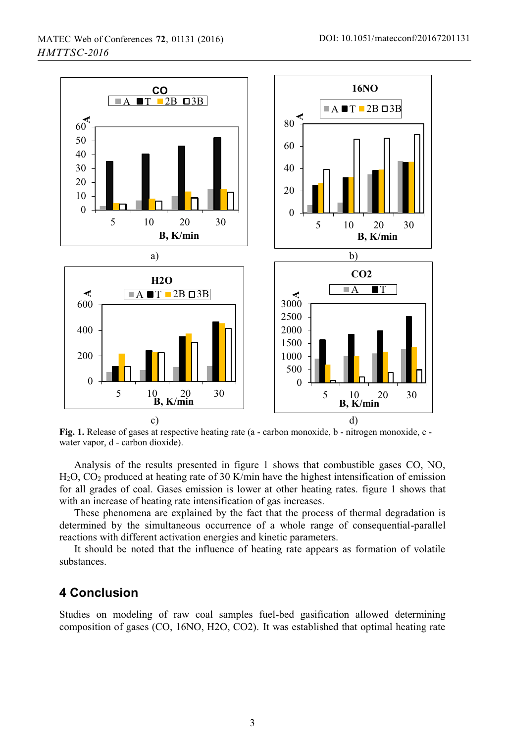**Fig. 1.** Release of gases at respective heating rate (a - carbon monoxide, b - nitrogen monoxide, c - water vapor, d - carbon dioxide).

Analysis of the results presented in figure 1 shows that combustible gases CO, NO, $H_2O$, $CO_2$ produced at heating rate of 30 K/min have the highest intensification of emission for all grades of coal. Gases emission is lower at other heating rates. figure 1 shows that with an increase of heating rate intensification of gas increases.

These phenomena are explained by the fact that the process of thermal degradation is determined by the simultaneous occurrence of a whole range of consequential-parallel reactions with different activation energies and kinetic parameters.

It should be noted that the influence of heating rate appears as formation of volatile substances.

## 4 Conclusion

Studies on modeling of raw coal samples fuel-bed gasification allowed determining composition of gases (CO, 16NO, H2O, CO2). It was established that optimal heating rate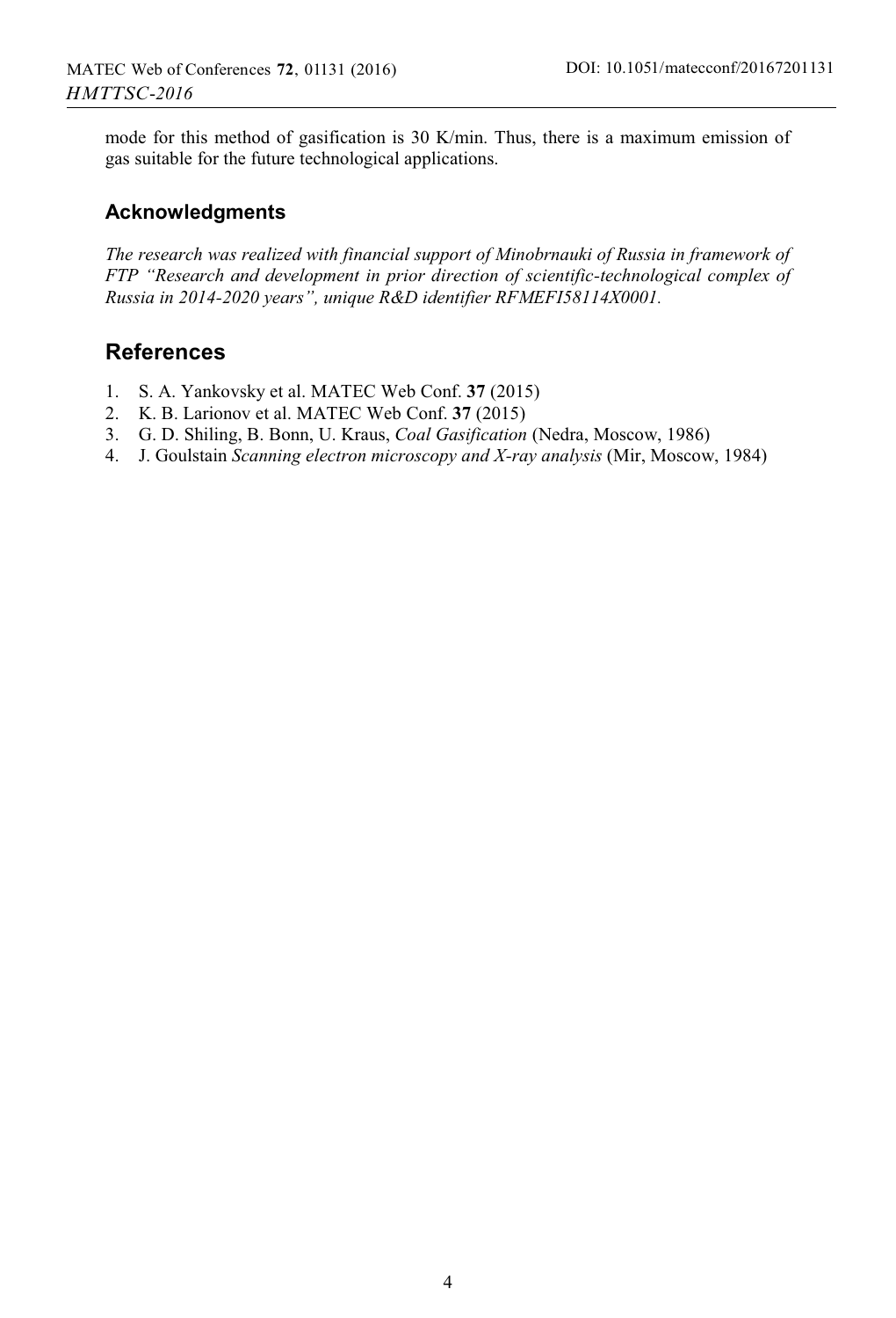mode for this method of gasification is 30 K/min. Thus, there is a maximum emission of gas suitable for the future technological applications.

## Acknowledgments

*The research was realized with financial support of Minobrnauki of Russia in framework of FTP "Research and development in prior direction of scientific-technological complex of Russia in 2014-2020 years", unique R&D identifier RFMEFI58114X0001.*

## References

1. S. A. Yankovsky et al. MATEC Web Conf. **37** (2015)
2. K. B. Larionov et al. MATEC Web Conf. **37** (2015)
3. G. D. Shiling, B. Bonn, U. Kraus, *Coal Gasification* (Nedra, Moscow, 1986)
4. J. Goulstain *Scanning electron microscopy and X-ray analysis* (Mir, Moscow, 1984)